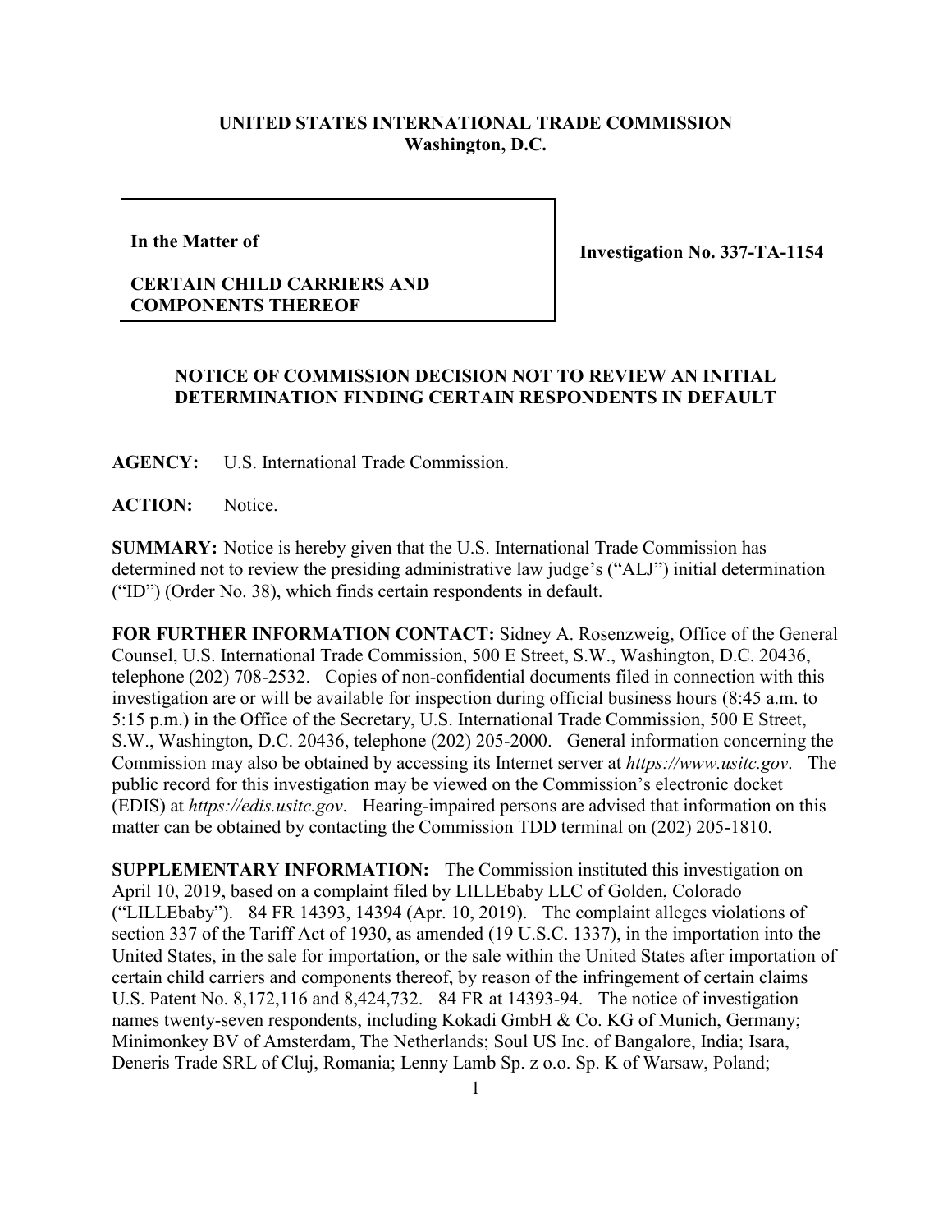**UNITED STATES INTERNATIONAL TRADE COMMISSION**
**Washington, D.C.**

| | |
|---|---|
| **In the Matter of**<br><br>**CERTAIN CHILD CARRIERS AND COMPONENTS THEREOF** | **Investigation No. 337-TA-1154** |

**NOTICE OF COMMISSION DECISION NOT TO REVIEW AN INITIAL DETERMINATION FINDING CERTAIN RESPONDENTS IN DEFAULT**

**AGENCY:** U.S. International Trade Commission.

**ACTION:** Notice.

**SUMMARY:** Notice is hereby given that the U.S. International Trade Commission has determined not to review the presiding administrative law judge's ("ALJ") initial determination ("ID") (Order No. 38), which finds certain respondents in default.

**FOR FURTHER INFORMATION CONTACT:** Sidney A. Rosenzweig, Office of the General Counsel, U.S. International Trade Commission, 500 E Street, S.W., Washington, D.C. 20436, telephone (202) 708-2532. Copies of non-confidential documents filed in connection with this investigation are or will be available for inspection during official business hours (8:45 a.m. to 5:15 p.m.) in the Office of the Secretary, U.S. International Trade Commission, 500 E Street, S.W., Washington, D.C. 20436, telephone (202) 205-2000. General information concerning the Commission may also be obtained by accessing its Internet server at *https://www.usitc.gov*. The public record for this investigation may be viewed on the Commission's electronic docket (EDIS) at *https://edis.usitc.gov*. Hearing-impaired persons are advised that information on this matter can be obtained by contacting the Commission TDD terminal on (202) 205-1810.

**SUPPLEMENTARY INFORMATION:** The Commission instituted this investigation on April 10, 2019, based on a complaint filed by LILLEbaby LLC of Golden, Colorado ("LILLEbaby"). 84 FR 14393, 14394 (Apr. 10, 2019). The complaint alleges violations of section 337 of the Tariff Act of 1930, as amended (19 U.S.C. 1337), in the importation into the United States, in the sale for importation, or the sale within the United States after importation of certain child carriers and components thereof, by reason of the infringement of certain claims U.S. Patent No. 8,172,116 and 8,424,732. 84 FR at 14393-94. The notice of investigation names twenty-seven respondents, including Kokadi GmbH & Co. KG of Munich, Germany; Minimonkey BV of Amsterdam, The Netherlands; Soul US Inc. of Bangalore, India; Isara, Deneris Trade SRL of Cluj, Romania; Lenny Lamb Sp. z o.o. Sp. K of Warsaw, Poland;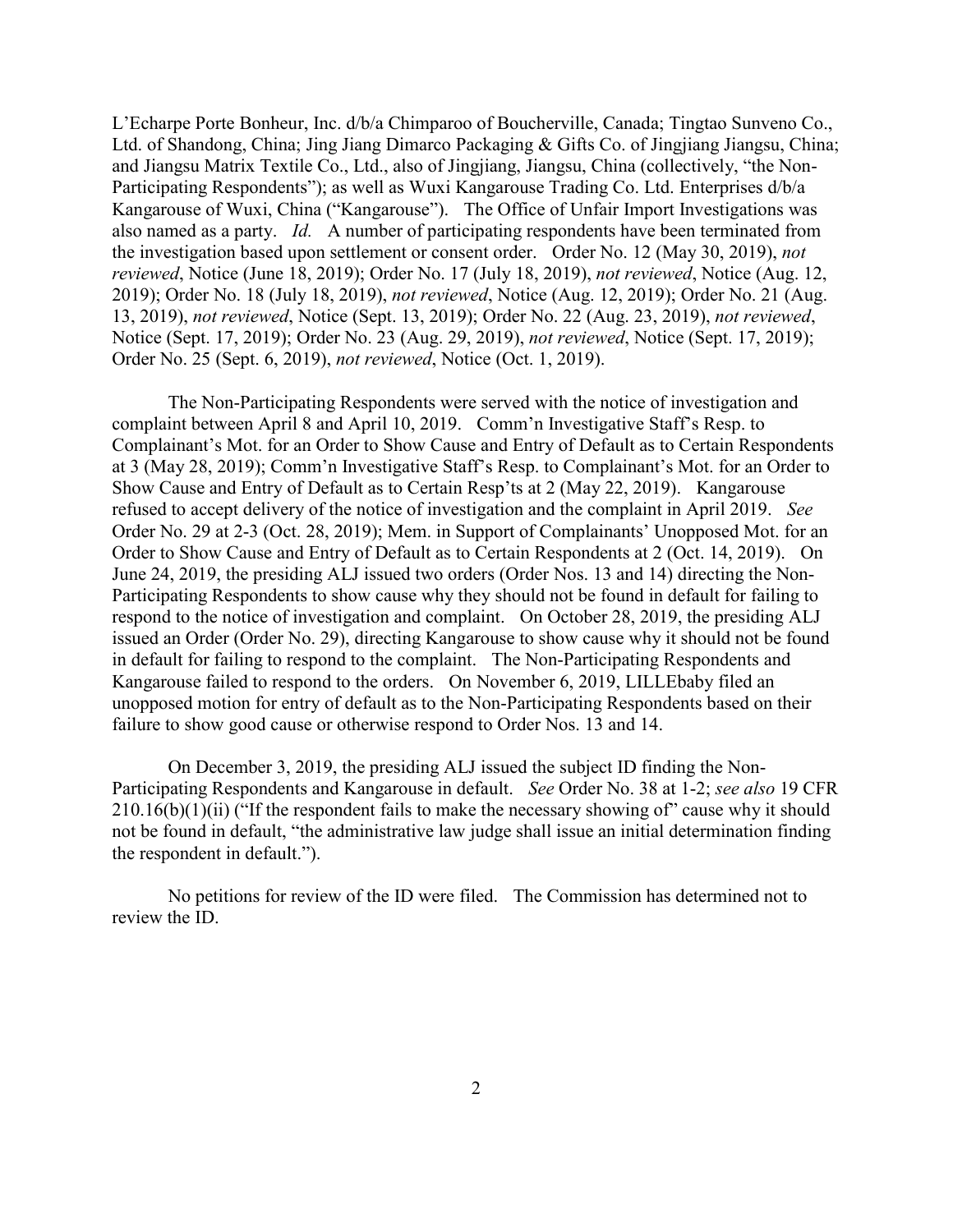L'Echarpe Porte Bonheur, Inc. d/b/a Chimparoo of Boucherville, Canada; Tingtao Sunveno Co., Ltd. of Shandong, China; Jing Jiang Dimarco Packaging & Gifts Co. of Jingjiang Jiangsu, China; and Jiangsu Matrix Textile Co., Ltd., also of Jingjiang, Jiangsu, China (collectively, "the Non-Participating Respondents"); as well as Wuxi Kangarouse Trading Co. Ltd. Enterprises d/b/a Kangarouse of Wuxi, China ("Kangarouse"). The Office of Unfair Import Investigations was also named as a party. *Id.* A number of participating respondents have been terminated from the investigation based upon settlement or consent order. Order No. 12 (May 30, 2019), *not reviewed*, Notice (June 18, 2019); Order No. 17 (July 18, 2019), *not reviewed*, Notice (Aug. 12, 2019); Order No. 18 (July 18, 2019), *not reviewed*, Notice (Aug. 12, 2019); Order No. 21 (Aug. 13, 2019), *not reviewed*, Notice (Sept. 13, 2019); Order No. 22 (Aug. 23, 2019), *not reviewed*, Notice (Sept. 17, 2019); Order No. 23 (Aug. 29, 2019), *not reviewed*, Notice (Sept. 17, 2019); Order No. 25 (Sept. 6, 2019), *not reviewed*, Notice (Oct. 1, 2019).

The Non-Participating Respondents were served with the notice of investigation and complaint between April 8 and April 10, 2019. Comm'n Investigative Staff's Resp. to Complainant's Mot. for an Order to Show Cause and Entry of Default as to Certain Respondents at 3 (May 28, 2019); Comm'n Investigative Staff's Resp. to Complainant's Mot. for an Order to Show Cause and Entry of Default as to Certain Resp'ts at 2 (May 22, 2019). Kangarouse refused to accept delivery of the notice of investigation and the complaint in April 2019. *See* Order No. 29 at 2-3 (Oct. 28, 2019); Mem. in Support of Complainants' Unopposed Mot. for an Order to Show Cause and Entry of Default as to Certain Respondents at 2 (Oct. 14, 2019). On June 24, 2019, the presiding ALJ issued two orders (Order Nos. 13 and 14) directing the Non-Participating Respondents to show cause why they should not be found in default for failing to respond to the notice of investigation and complaint. On October 28, 2019, the presiding ALJ issued an Order (Order No. 29), directing Kangarouse to show cause why it should not be found in default for failing to respond to the complaint. The Non-Participating Respondents and Kangarouse failed to respond to the orders. On November 6, 2019, LILLEbaby filed an unopposed motion for entry of default as to the Non-Participating Respondents based on their failure to show good cause or otherwise respond to Order Nos. 13 and 14.

On December 3, 2019, the presiding ALJ issued the subject ID finding the Non-Participating Respondents and Kangarouse in default. *See* Order No. 38 at 1-2; *see also* 19 CFR 210.16(b)(1)(ii) ("If the respondent fails to make the necessary showing of" cause why it should not be found in default, "the administrative law judge shall issue an initial determination finding the respondent in default.").

No petitions for review of the ID were filed. The Commission has determined not to review the ID.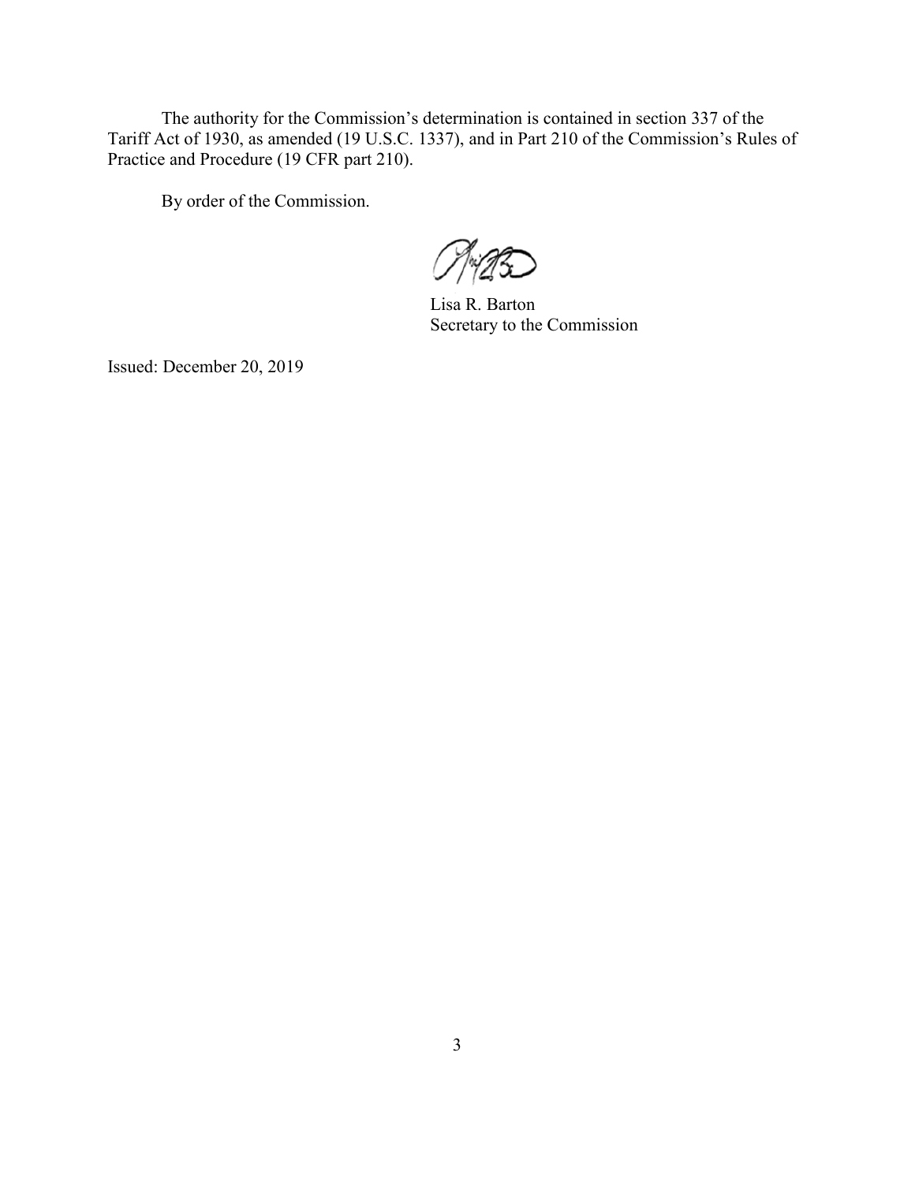The authority for the Commission's determination is contained in section 337 of the Tariff Act of 1930, as amended (19 U.S.C. 1337), and in Part 210 of the Commission's Rules of Practice and Procedure (19 CFR part 210).

By order of the Commission.

Lisa R. Barton
Secretary to the Commission

Issued: December 20, 2019